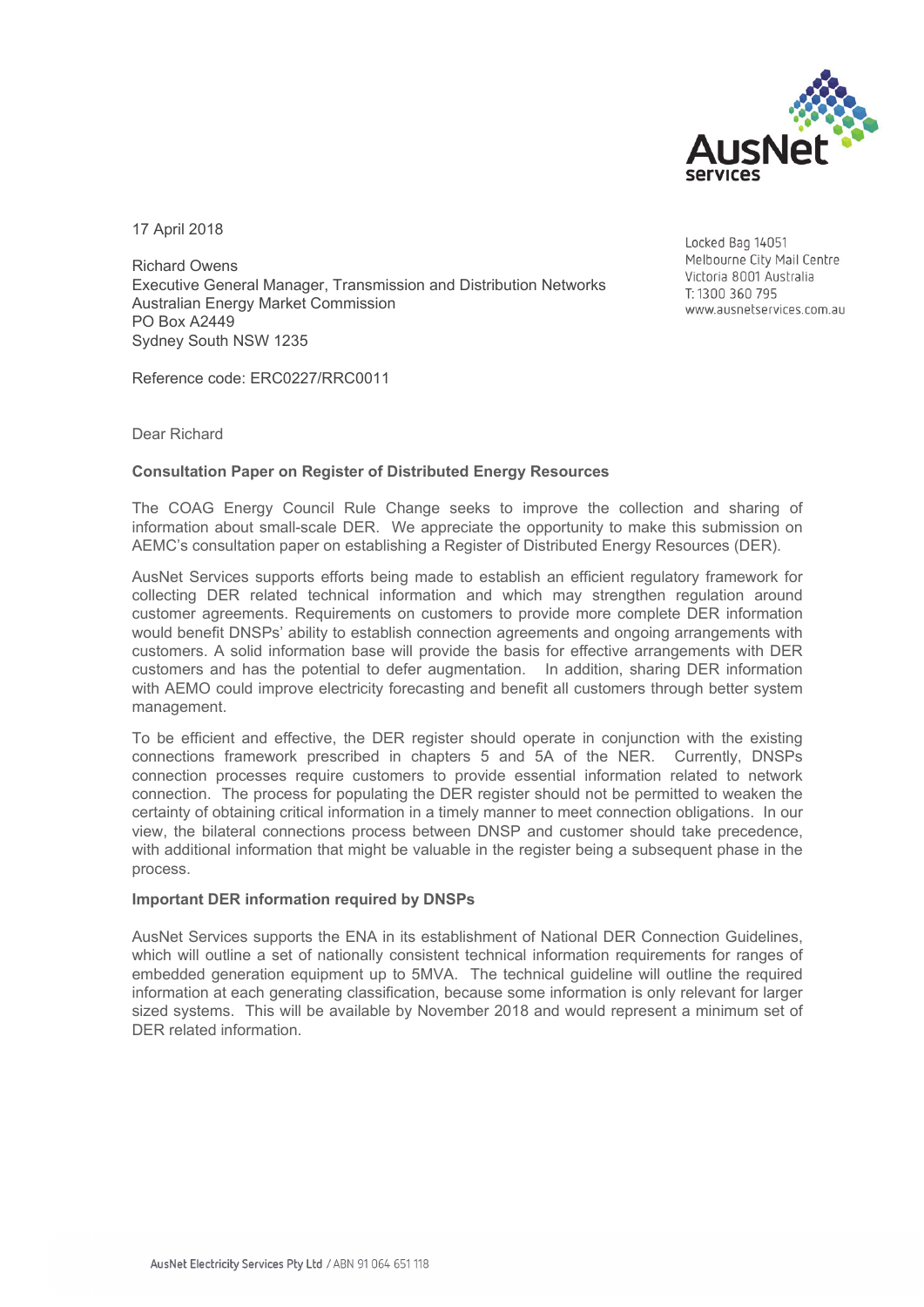17 April 2018

Richard Owens
Executive General Manager, Transmission and Distribution Networks
Australian Energy Market Commission
PO Box A2449
Sydney South NSW 1235

Locked Bag 14051
Melbourne City Mail Centre
Victoria 8001 Australia
T: 1300 360 795
www.ausnetservices.com.au

Reference code: ERC0227/RRC0011

Dear Richard

**Consultation Paper on Register of Distributed Energy Resources**

The COAG Energy Council Rule Change seeks to improve the collection and sharing of information about small-scale DER. We appreciate the opportunity to make this submission on AEMC's consultation paper on establishing a Register of Distributed Energy Resources (DER).

AusNet Services supports efforts being made to establish an efficient regulatory framework for collecting DER related technical information and which may strengthen regulation around customer agreements. Requirements on customers to provide more complete DER information would benefit DNSPs' ability to establish connection agreements and ongoing arrangements with customers. A solid information base will provide the basis for effective arrangements with DER customers and has the potential to defer augmentation. In addition, sharing DER information with AEMO could improve electricity forecasting and benefit all customers through better system management.

To be efficient and effective, the DER register should operate in conjunction with the existing connections framework prescribed in chapters 5 and 5A of the NER. Currently, DNSPs connection processes require customers to provide essential information related to network connection. The process for populating the DER register should not be permitted to weaken the certainty of obtaining critical information in a timely manner to meet connection obligations. In our view, the bilateral connections process between DNSP and customer should take precedence, with additional information that might be valuable in the register being a subsequent phase in the process.

**Important DER information required by DNSPs**

AusNet Services supports the ENA in its establishment of National DER Connection Guidelines, which will outline a set of nationally consistent technical information requirements for ranges of embedded generation equipment up to 5MVA. The technical guideline will outline the required information at each generating classification, because some information is only relevant for larger sized systems. This will be available by November 2018 and would represent a minimum set of DER related information.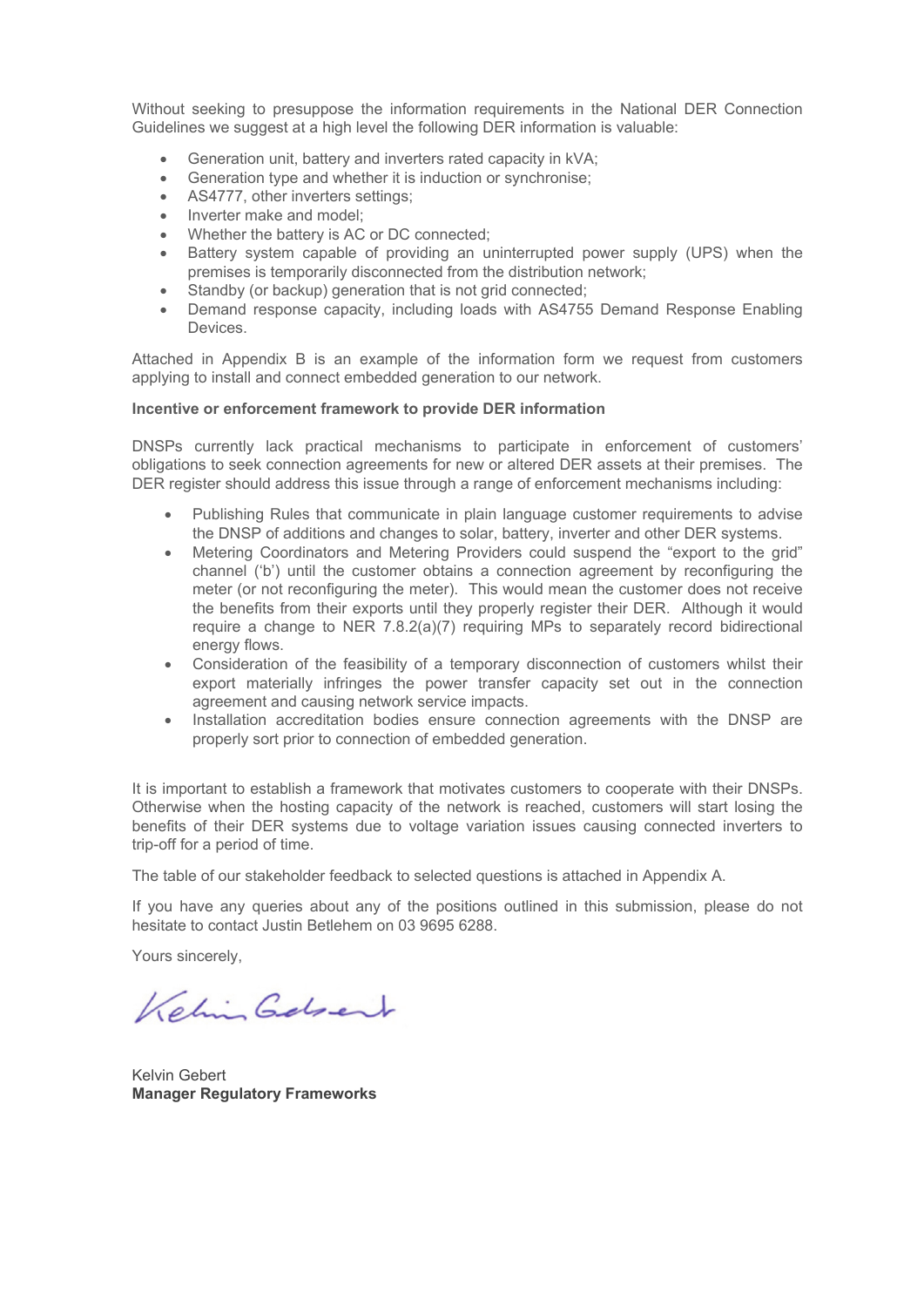Without seeking to presuppose the information requirements in the National DER Connection Guidelines we suggest at a high level the following DER information is valuable:

- Generation unit, battery and inverters rated capacity in kVA;
- Generation type and whether it is induction or synchronise;
- AS4777, other inverters settings;
- Inverter make and model;
- Whether the battery is AC or DC connected;
- Battery system capable of providing an uninterrupted power supply (UPS) when the premises is temporarily disconnected from the distribution network;
- Standby (or backup) generation that is not grid connected;
- Demand response capacity, including loads with AS4755 Demand Response Enabling Devices.

Attached in Appendix B is an example of the information form we request from customers applying to install and connect embedded generation to our network.

**Incentive or enforcement framework to provide DER information**

DNSPs currently lack practical mechanisms to participate in enforcement of customers' obligations to seek connection agreements for new or altered DER assets at their premises. The DER register should address this issue through a range of enforcement mechanisms including:

- Publishing Rules that communicate in plain language customer requirements to advise the DNSP of additions and changes to solar, battery, inverter and other DER systems.
- Metering Coordinators and Metering Providers could suspend the "export to the grid" channel ('b') until the customer obtains a connection agreement by reconfiguring the meter (or not reconfiguring the meter). This would mean the customer does not receive the benefits from their exports until they properly register their DER. Although it would require a change to NER 7.8.2(a)(7) requiring MPs to separately record bidirectional energy flows.
- Consideration of the feasibility of a temporary disconnection of customers whilst their export materially infringes the power transfer capacity set out in the connection agreement and causing network service impacts.
- Installation accreditation bodies ensure connection agreements with the DNSP are properly sort prior to connection of embedded generation.

It is important to establish a framework that motivates customers to cooperate with their DNSPs. Otherwise when the hosting capacity of the network is reached, customers will start losing the benefits of their DER systems due to voltage variation issues causing connected inverters to trip-off for a period of time.

The table of our stakeholder feedback to selected questions is attached in Appendix A.

If you have any queries about any of the positions outlined in this submission, please do not hesitate to contact Justin Betlehem on 03 9695 6288.

Yours sincerely,

Kelvin Gebert
**Manager Regulatory Frameworks**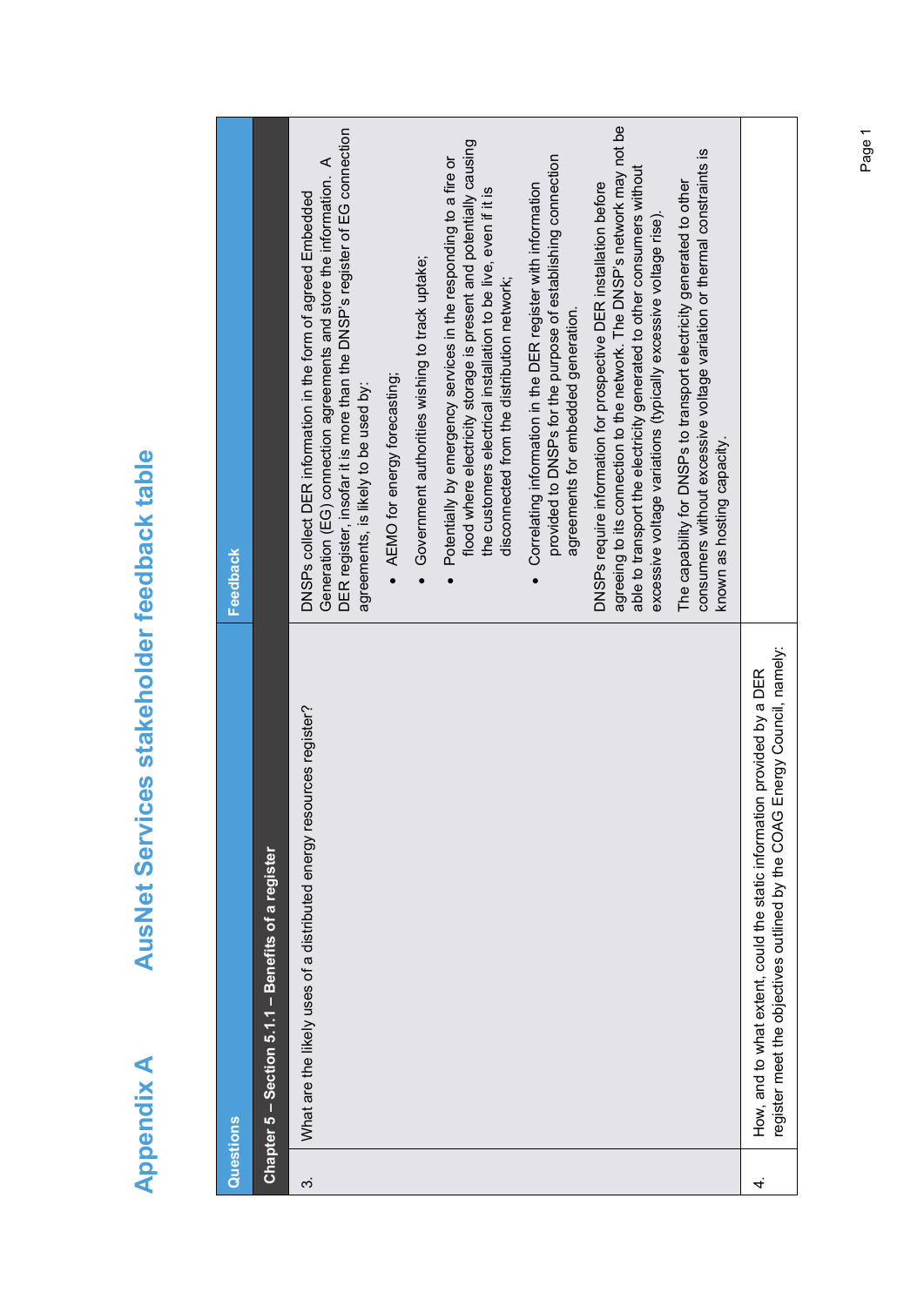# Appendix A AusNet Services stakeholder feedback table

| Questions | | Feedback |
|---|---|---|
| **Chapter 5 – Section 5.1.1 – Benefits of a register** | | |
| 3. | What are the likely uses of a distributed energy resources register? | DNSPs collect DER information in the form of agreed Embedded Generation (EG) connection agreements and store the information. A DER register, insofar it is more than the DNSP's register of EG connection agreements, is likely to be used by:<br>• AEMO for energy forecasting;<br>• Government authorities wishing to track uptake;<br>• Potentially by emergency services in the responding to a fire or flood where electricity storage is present and potentially causing the customers electrical installation to be live, even if it is disconnected from the distribution network;<br>• Correlating information in the DER register with information provided to DNSPs for the purpose of establishing connection agreements for embedded generation.<br><br>DNSPs require information for prospective DER installation before agreeing to its connection to the network. The DNSP's network may not be able to transport the electricity generated to other consumers without excessive voltage variations (typically excessive voltage rise).<br><br>The capability for DNSPs to transport electricity generated to other consumers without excessive voltage variation or thermal constraints is known as hosting capacity. |
| 4. | How, and to what extent, could the static information provided by a DER register meet the objectives outlined by the COAG Energy Council, namely: | |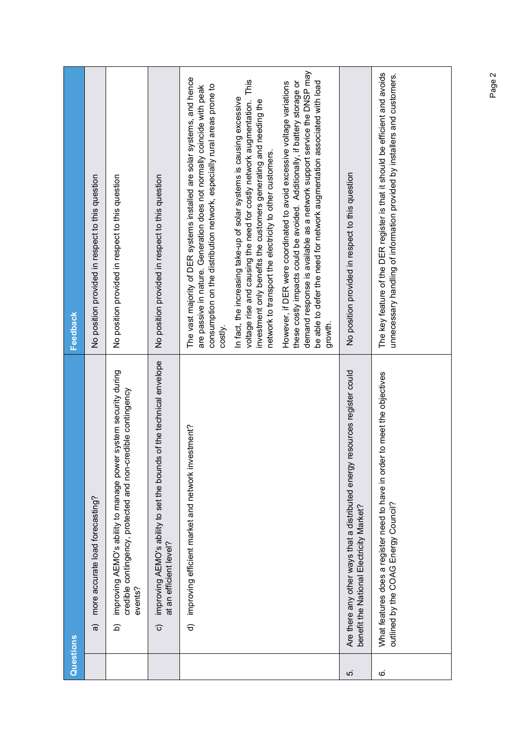| Questions | | Feedback |
|---|---|---|
| | a) more accurate load forecasting? | No position provided in respect to this question |
| | b) improving AEMO's ability to manage power system security during credible contingency, protected and non-credible contingency events? | No position provided in respect to this question |
| | c) improving AEMO's ability to set the bounds of the technical envelope at an efficient level? | No position provided in respect to this question |
| | d) improving efficient market and network investment? | The vast majority of DER systems installed are solar systems, and hence are passive in nature. Generation does not normally coincide with peak consumption on the distribution network, especially rural areas prone to costly.<br><br>In fact, the increasing take-up of solar systems is causing excessive voltage rise and causing the need for costly network augmentation. This investment only benefits the customers generating and needing the network to transport the electricity to other customers.<br><br>However, if DER were coordinated to avoid excessive voltage variations these costly impacts could be avoided. Additionally, if battery storage or demand response is available as a network support service the DNSP may be able to defer the need for network augmentation associated with load growth. |
| 5. | Are there any other ways that a distributed energy resources register could benefit the National Electricity Market? | No position provided in respect to this question |
| 6. | What features does a register need to have in order to meet the objectives outlined by the COAG Energy Council? | The key feature of the DER register is that it should be efficient and avoids unnecessary handling of information provided by installers and customers. |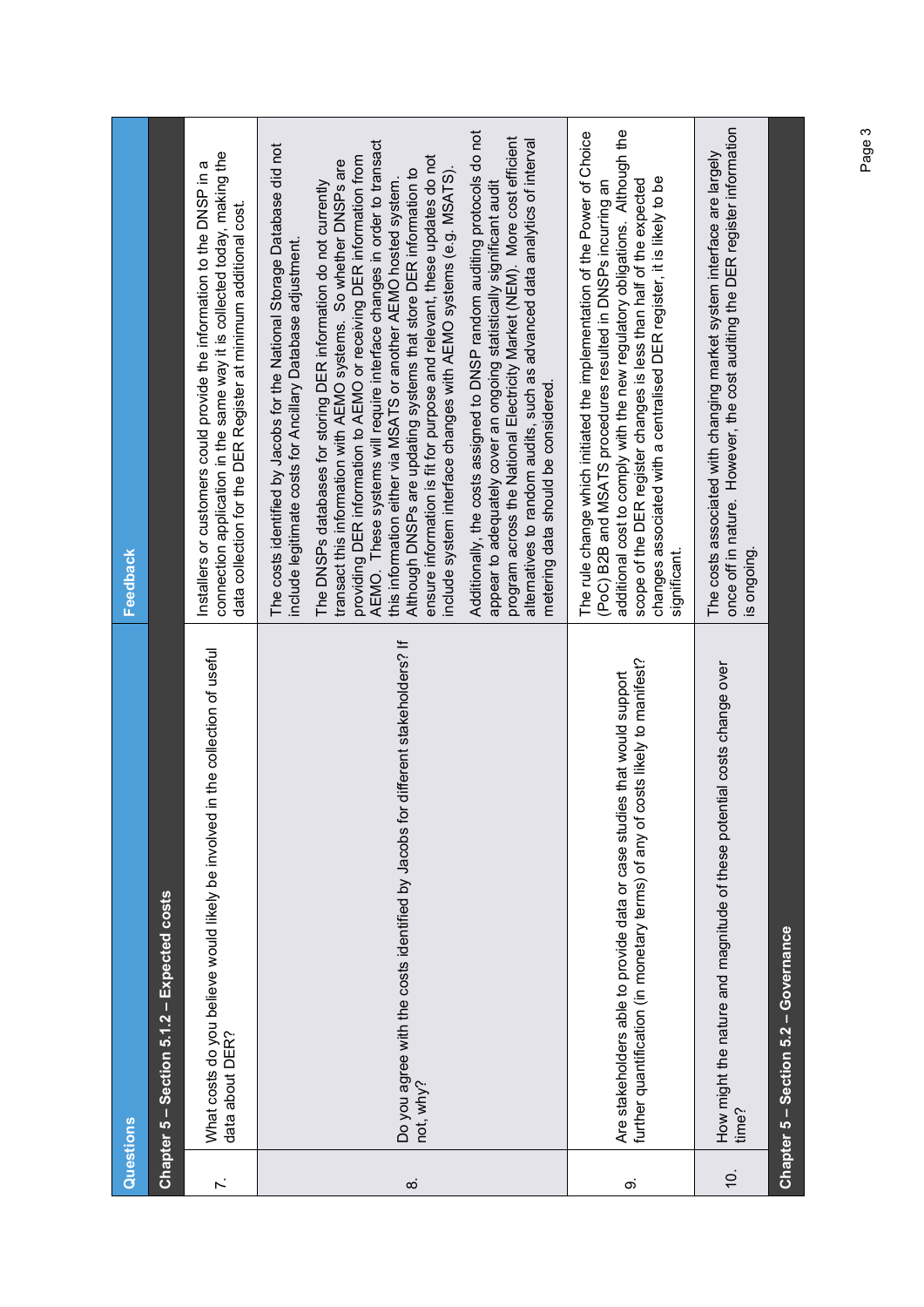| | Questions | Feedback |
|---|---|---|
| **Chapter 5 – Section 5.1.2 – Expected costs** | | |
| 7. | What costs do you believe would likely be involved in the collection of useful data about DER? | Installers or customers could provide the information to the DNSP in a connection application in the same way it is collected today, making the data collection for the DER Register at minimum additional cost. |
| 8. | Do you agree with the costs identified by Jacobs for different stakeholders? If not, why? | The costs identified by Jacobs for the National Storage Database did not include legitimate costs for Ancillary Database adjustment.<br><br>The DNSPs databases for storing DER information do not currently transact this information with AEMO systems. So whether DNSPs are providing DER information to AEMO or receiving DER information from AEMO. These systems will require interface changes in order to transact this information either via MSATS or another AEMO hosted system. Although DNSPs are updating systems that store DER information to ensure information is fit for purpose and relevant, these updates do not include system interface changes with AEMO systems (e.g. MSATS).<br><br>Additionally, the costs assigned to DNSP random auditing protocols do not appear to adequately cover an ongoing statistically significant audit program across the National Electricity Market (NEM). More cost efficient alternatives to random audits, such as advanced data analytics of interval metering data should be considered. |
| 9. | Are stakeholders able to provide data or case studies that would support further quantification (in monetary terms) of any of costs likely to manifest? | The rule change which initiated the implementation of the Power of Choice (PoC) B2B and MSATS procedures resulted in DNSPs incurring an additional cost to comply with the new regulatory obligations. Although the scope of the DER register changes is less than half of the expected changes associated with a centralised DER register, it is likely to be significant. |
| 10. | How might the nature and magnitude of these potential costs change over time? | The costs associated with changing market system interface are largely once off in nature. However, the cost auditing the DER register information is ongoing. |
| **Chapter 5 – Section 5.2 – Governance** | | |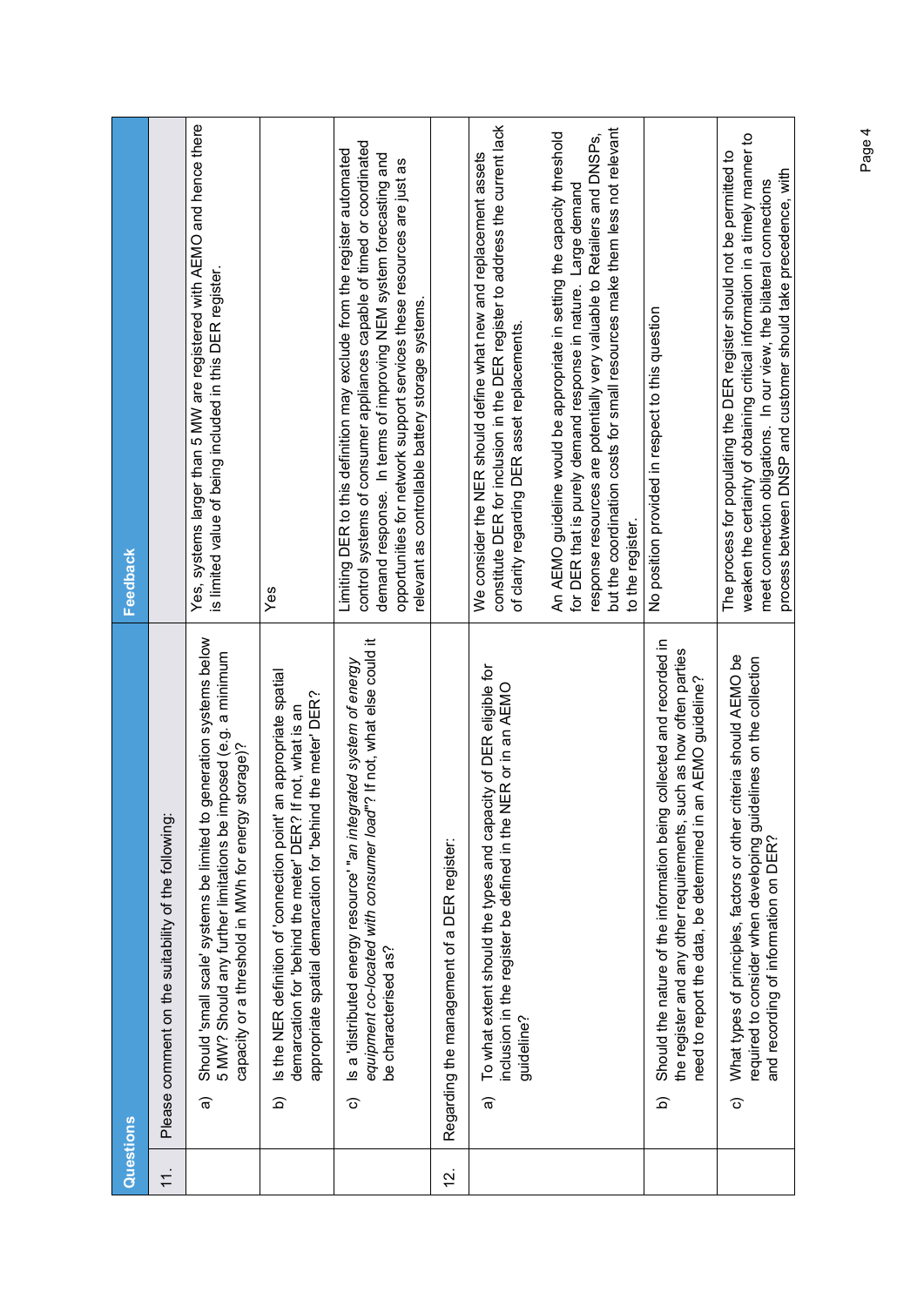| Questions | | Feedback |
|---|---|---|
| 11. | Please comment on the suitability of the following: | |
| | a) Should 'small scale' systems be limited to generation systems below 5 MW? Should any further limitations be imposed (e.g. a minimum capacity or a threshold in MWh for energy storage)? | Yes, systems larger than 5 MW are registered with AEMO and hence there is limited value of being included in this DER register. |
| | b) Is the NER definition of 'connection point' an appropriate spatial demarcation for 'behind the meter' DER? If not, what is an appropriate spatial demarcation for 'behind the meter' DER? | Yes |
| | c) Is a 'distributed energy resource' "*an integrated system of energy equipment co-located with consumer load*"? If not, what else could it be characterised as? | Limiting DER to this definition may exclude from the register automated control systems of consumer appliances capable of timed or coordinated demand response. In terms of improving NEM system forecasting and opportunities for network support services these resources are just as relevant as controllable battery storage systems. |
| 12. | Regarding the management of a DER register: | |
| | a) To what extent should the types and capacity of DER eligible for inclusion in the register be defined in the NER or in an AEMO guideline? | We consider the NER should define what new and replacement assets constitute DER for inclusion in the DER register to address the current lack of clarity regarding DER asset replacements.<br><br>An AEMO guideline would be appropriate in setting the capacity threshold for DER that is purely demand response in nature. Large demand response resources are potentially very valuable to Retailers and DNSPs, but the coordination costs for small resources make them less not relevant to the register. |
| | b) Should the nature of the information being collected and recorded in the register and any other requirements, such as how often parties need to report the data, be determined in an AEMO guideline? | No position provided in respect to this question |
| | c) What types of principles, factors or other criteria should AEMO be required to consider when developing guidelines on the collection and recording of information on DER? | The process for populating the DER register should not be permitted to weaken the certainty of obtaining critical information in a timely manner to meet connection obligations. In our view, the bilateral connections process between DNSP and customer should take precedence, with |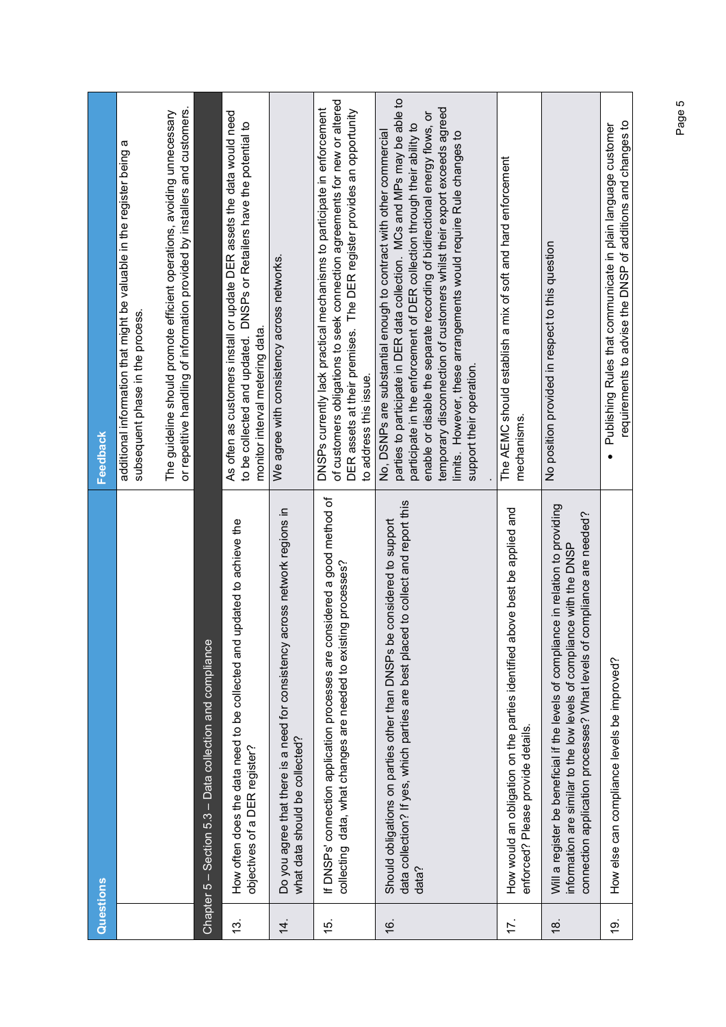| Questions | | Feedback |
|---|---|---|
| | | additional information that might be valuable in the register being a subsequent phase in the process.<br><br>The guideline should promote efficient operations, avoiding unnecessary or repetitive handling of information provided by installers and customers. |
| Chapter 5 – Section 5.3 – Data collection and compliance | | |
| 13. | How often does the data need to be collected and updated to achieve the objectives of a DER register? | As often as customers install or update DER assets the data would need to be collected and updated. DNSPs or Retailers have the potential to monitor interval metering data. |
| 14. | Do you agree that there is a need for consistency across network regions in what data should be collected? | We agree with consistency across networks. |
| 15. | If DNSPs' connection application processes are considered a good method of collecting data, what changes are needed to existing processes? | DNSPs currently lack practical mechanisms to participate in enforcement of customers obligations to seek connection agreements for new or altered DER assets at their premises. The DER register provides an opportunity to address this issue. |
| 16. | Should obligations on parties other than DNSPs be considered to support data collection? If yes, which parties are best placed to collect and report this data? | No, DSNPs are substantial enough to contract with other commercial parties to participate in DER data collection. MCs and MPs may be able to participate in the enforcement of DER collection through their ability to enable or disable the separate recording of bidirectional energy flows, or temporary disconnection of customers whilst their export exceeds agreed limits. However, these arrangements would require Rule changes to support their operation.<br>. |
| 17. | How would an obligation on the parties identified above best be applied and enforced? Please provide details. | The AEMC should establish a mix of soft and hard enforcement mechanisms. |
| 18. | Will a register be beneficial if the levels of compliance in relation to providing information are similar to the low levels of compliance with the DNSP connection application processes? What levels of compliance are needed? | No position provided in respect to this question |
| 19. | How else can compliance levels be improved? | • Publishing Rules that communicate in plain language customer requirements to advise the DNSP of additions and changes to |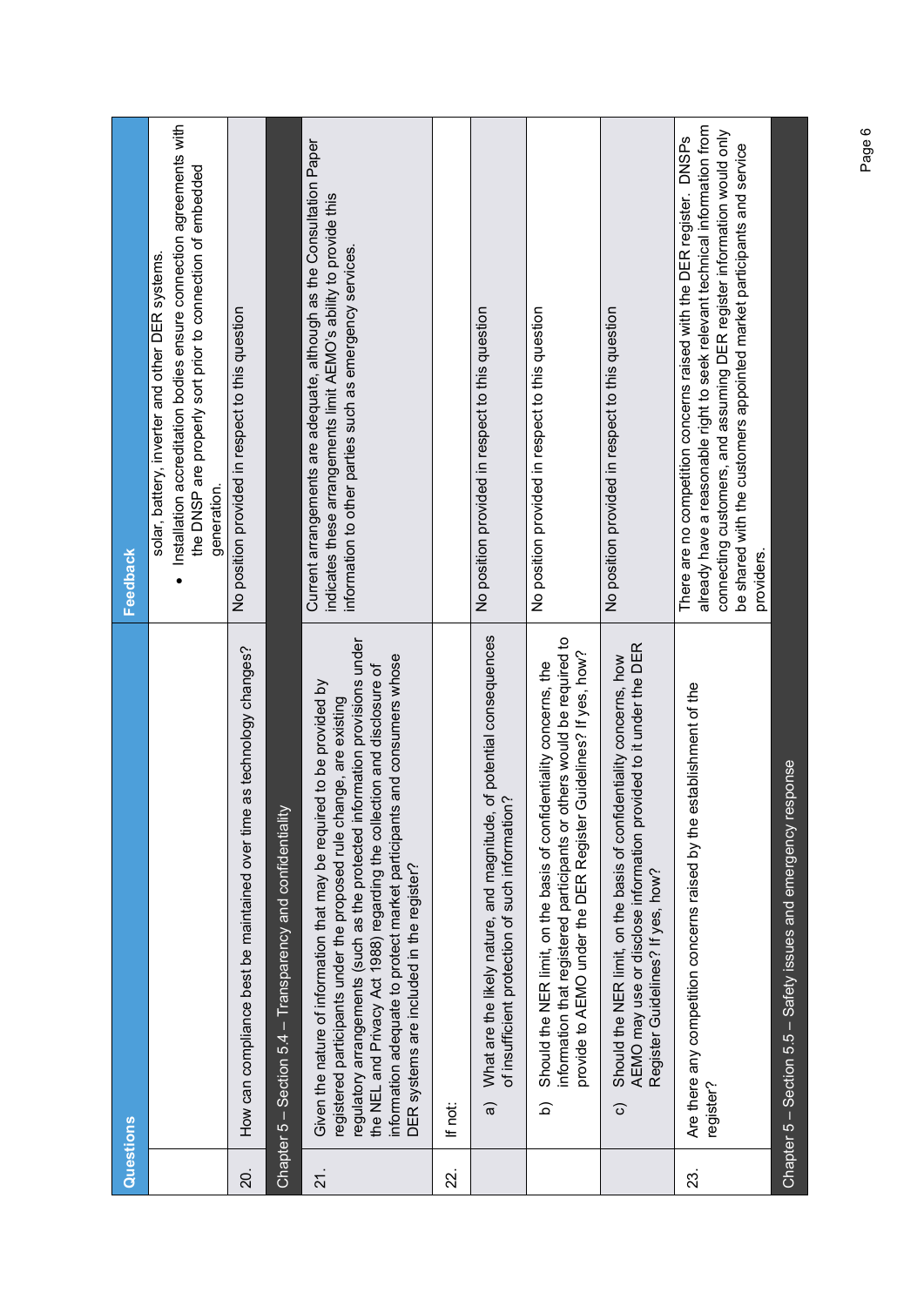| Questions | | Feedback |
|---|---|---|
| | | solar, battery, inverter and other DER systems.<br>• Installation accreditation bodies ensure connection agreements with the DNSP are properly sort prior to connection of embedded generation. |
| 20. | How can compliance best be maintained over time as technology changes? | No position provided in respect to this question |
| Chapter 5 – Section 5.4 – Transparency and confidentiality | | |
| 21. | Given the nature of information that may be required to be provided by registered participants under the proposed rule change, are existing regulatory arrangements (such as the protected information provisions under the NEL and Privacy Act 1988) regarding the collection and disclosure of information adequate to protect market participants and consumers whose DER systems are included in the register? | Current arrangements are adequate, although as the Consultation Paper indicates these arrangements limit AEMO's ability to provide this information to other parties such as emergency services. |
| 22. | If not: | |
| | a) What are the likely nature, and magnitude, of potential consequences of insufficient protection of such information? | No position provided in respect to this question |
| | b) Should the NER limit, on the basis of confidentiality concerns, the information that registered participants or others would be required to provide to AEMO under the DER Register Guidelines? If yes, how? | No position provided in respect to this question |
| | c) Should the NER limit, on the basis of confidentiality concerns, how AEMO may use or disclose information provided to it under the DER Register Guidelines? If yes, how? | No position provided in respect to this question |
| 23. | Are there any competition concerns raised by the establishment of the register? | There are no competition concerns raised with the DER register. DNSPs already have a reasonable right to seek relevant technical information from connecting customers, and assuming DER register information would only be shared with the customers appointed market participants and service providers. |
| Chapter 5 – Section 5.5 – Safety issues and emergency response | | |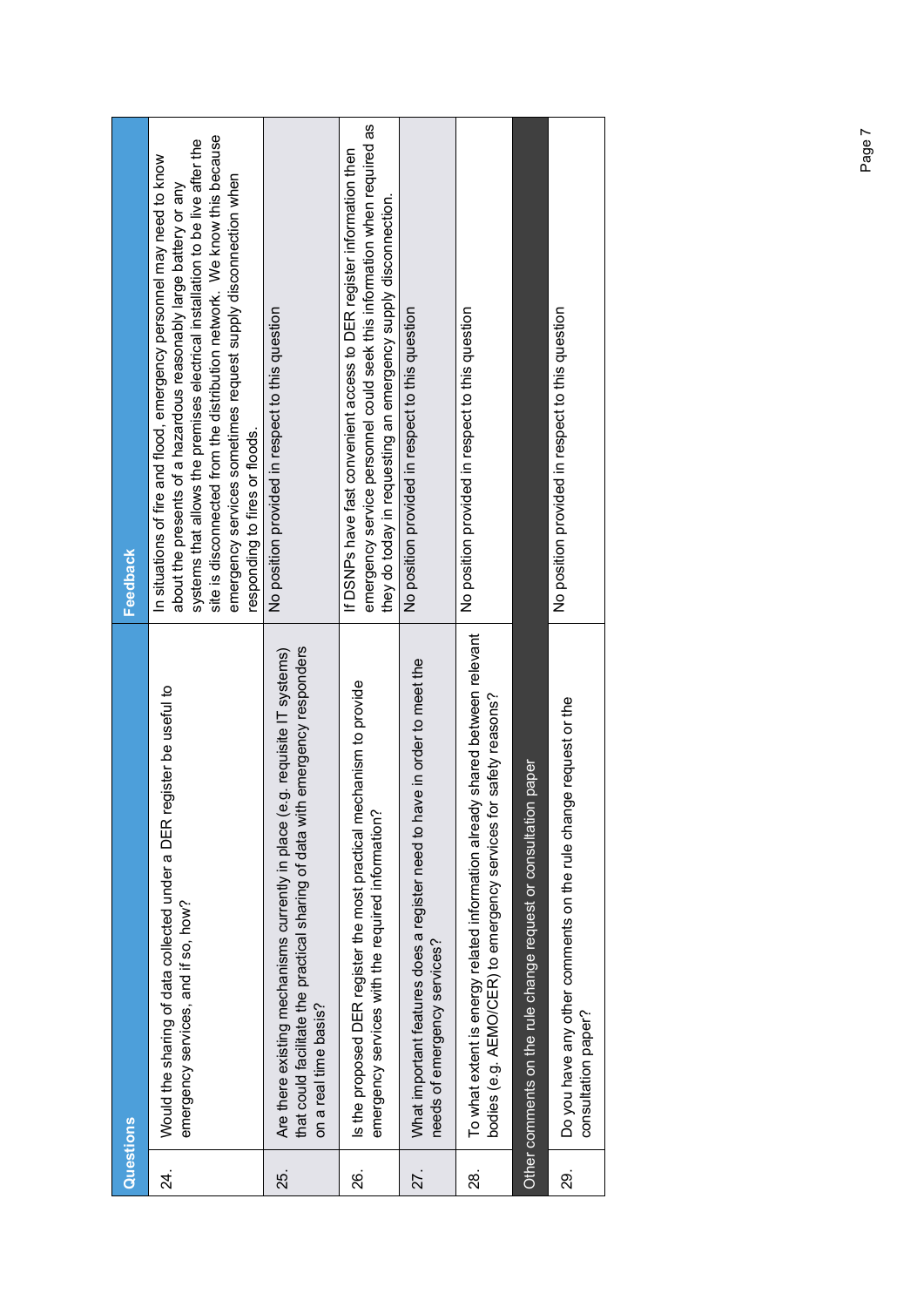| Questions | | Feedback |
|---|---|---|
| 24. | Would the sharing of data collected under a DER register be useful to emergency services, and if so, how? | In situations of fire and flood, emergency personnel may need to know about the presents of a hazardous reasonably large battery or any systems that allows the premises electrical installation to be live after the site is disconnected from the distribution network. We know this because emergency services sometimes request supply disconnection when responding to fires or floods. |
| 25. | Are there existing mechanisms currently in place (e.g. requisite IT systems) that could facilitate the practical sharing of data with emergency responders on a real time basis? | No position provided in respect to this question |
| 26. | Is the proposed DER register the most practical mechanism to provide emergency services with the required information? | If DSNPs have fast convenient access to DER register information then emergency service personnel could seek this information when required as they do today in requesting an emergency supply disconnection. |
| 27. | What important features does a register need to have in order to meet the needs of emergency services? | No position provided in respect to this question |
| 28. | To what extent is energy related information already shared between relevant bodies (e.g. AEMO/CER) to emergency services for safety reasons? | No position provided in respect to this question |
| **Other comments on the rule change request or consultation paper** | | |
| 29. | Do you have any other comments on the rule change request or the consultation paper? | No position provided in respect to this question |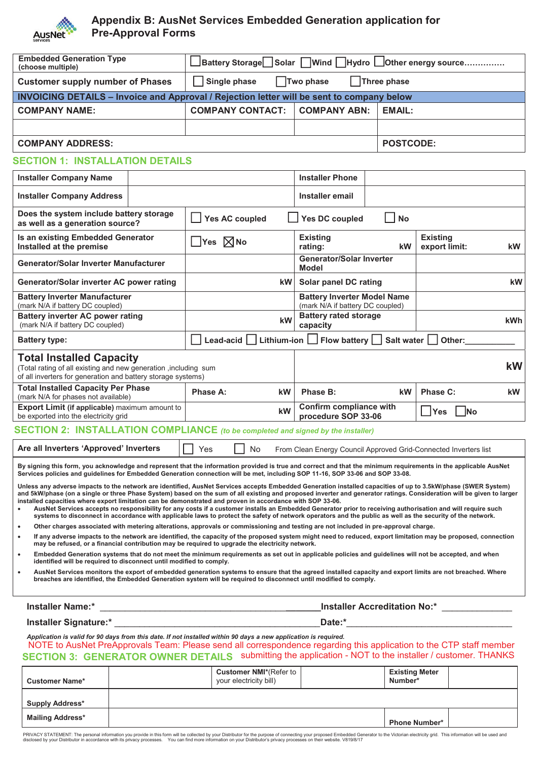# Appendix B: AusNet Services Embedded Generation application for Pre-Approval Forms

| | | | |
|---|---|---|---|
| **Embedded Generation Type** (choose multiple) | ☐ Battery Storage ☐ Solar ☐ Wind ☐ Hydro ☐ Other energy source…………… | | |
| **Customer supply number of Phases** | ☐ Single phase ☐ Two phase ☐ Three phase | | |
| **INVOICING DETAILS – Invoice and Approval / Rejection letter will be sent to company below** | | | |
| **COMPANY NAME:** | **COMPANY CONTACT:** | **COMPANY ABN:** | **EMAIL:** |
| | | | |
| **COMPANY ADDRESS:** | | | **POSTCODE:** |

## SECTION 1: INSTALLATION DETAILS

| | | | |
|---|---|---|---|
| **Installer Company Name** | | **Installer Phone** | |
| **Installer Company Address** | | **Installer email** | |
| **Does the system include battery storage as well as a generation source?** | ☐ Yes AC coupled ☐ Yes DC coupled ☐ No | | |
| **Is an existing Embedded Generator Installed at the premise** | ☐ Yes ☒ No | **Existing rating:** kW | **Existing export limit:** kW |
| **Generator/Solar Inverter Manufacturer** | | **Generator/Solar Inverter Model** | |
| **Generator/Solar inverter AC power rating** | kW | **Solar panel DC rating** | kW |
| **Battery Inverter Manufacturer** (mark N/A if battery DC coupled) | | **Battery Inverter Model Name** (mark N/A if battery DC coupled) | |
| **Battery inverter AC power rating** (mark N/A if battery DC coupled) | kW | **Battery rated storage capacity** | kWh |
| **Battery type:** | ☐ Lead-acid ☐ Lithium-ion ☐ Flow battery ☐ Salt water ☐ Other:__________ | | |
| **Total Installed Capacity** (Total rating of all existing and new generation ,including sum of all inverters for generation and battery storage systems) | | kW | |
| **Total Installed Capacity Per Phase** (mark N/A for phases not available) | **Phase A:** kW | **Phase B:** kW | **Phase C:** kW |
| **Export Limit (if applicable)** maximum amount to be exported into the electricity grid | kW | **Confirm compliance with procedure SOP 33-06** | ☐ Yes ☐ No |

## SECTION 2: INSTALLATION COMPLIANCE *(to be completed and signed by the installer)*

**Are all Inverters 'Approved' Inverters** ☐ Yes ☐ No From Clean Energy Council Approved Grid-Connected Inverters list

**By signing this form, you acknowledge and represent that the information provided is true and correct and that the minimum requirements in the applicable AusNet Services policies and guidelines for Embedded Generation connection will be met, including SOP 11-16, SOP 33-06 and SOP 33-08.**

**Unless any adverse impacts to the network are identified, AusNet Services accepts Embedded Generation installed capacities of up to 3.5kW/phase (SWER System) and 5kW/phase (on a single or three Phase System) based on the sum of all existing and proposed inverter and generator ratings. Consideration will be given to larger installed capacities where export limitation can be demonstrated and proven in accordance with SOP 33-06.**

- **AusNet Services accepts no responsibility for any costs if a customer installs an Embedded Generator prior to receiving authorisation and will require such systems to disconnect in accordance with applicable laws to protect the safety of network operators and the public as well as the security of the network.**
- **Other charges associated with metering alterations, approvals or commissioning and testing are not included in pre-approval charge.**
- **If any adverse impacts to the network are identified, the capacity of the proposed system might need to reduced, export limitation may be proposed, connection may be refused, or a financial contribution may be required to upgrade the electricity network.**
- **Embedded Generation systems that do not meet the minimum requirements as set out in applicable policies and guidelines will not be accepted, and when identified will be required to disconnect until modified to comply.**
- **AusNet Services monitors the export of embedded generation systems to ensure that the agreed installed capacity and export limits are not breached. Where breaches are identified, the Embedded Generation system will be required to disconnect until modified to comply.**

**Installer Name:*** ______________________________________ **Installer Accreditation No:*** _____________

**Installer Signature:*** ______________________________________ **Date:***_______________________________

*Application is valid for 90 days from this date. If not installed within 90 days a new application is required.*

NOTE to AusNet PreApprovals Team: Please send all correspondence regarding this application to the CTP staff member submitting the application - NOT to the installer / customer. THANKS

## SECTION 3: GENERATOR OWNER DETAILS

| | | | | | |
|---|---|---|---|---|---|
| **Customer Name*** | | **Customer NMI***(Refer to your electricity bill) | | **Existing Meter Number*** | |
| **Supply Address*** | | | | | |
| **Mailing Address*** | | | | **Phone Number*** | |

PRIVACY STATEMENT: The personal information you provide in this form will be collected by your Distributor for the purpose of connecting your proposed Embedded Generator to the Victorian electricity grid. This information will be used and disclosed by your Distributor in accordance with its privacy processes. You can find more information on your Distributor's privacy processes on their website. V819/8/17